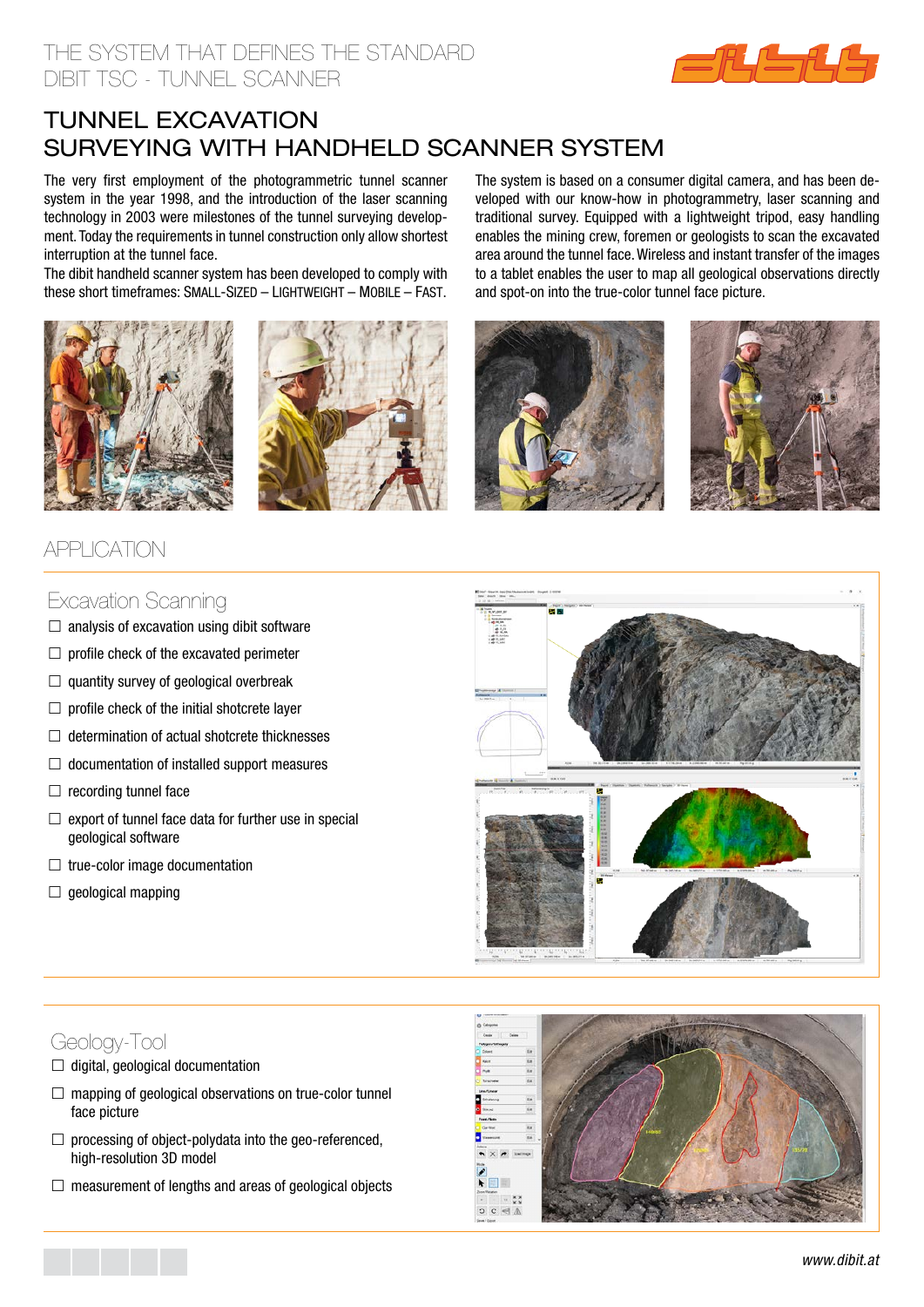THE SYSTEM THAT DEFINES THE STANDARD
DIBIT TSC - TUNNEL SCANNER

# TUNNEL EXCAVATION SURVEYING WITH HANDHELD SCANNER SYSTEM

The very first employment of the photogrammetric tunnel scanner system in the year 1998, and the introduction of the laser scanning technology in 2003 were milestones of the tunnel surveying development. Today the requirements in tunnel construction only allow shortest interruption at the tunnel face.
The dibit handheld scanner system has been developed to comply with these short timeframes: SMALL-SIZED – LIGHTWEIGHT – MOBILE – FAST.

The system is based on a consumer digital camera, and has been developed with our know-how in photogrammetry, laser scanning and traditional survey. Equipped with a lightweight tripod, easy handling enables the mining crew, foremen or geologists to scan the excavated area around the tunnel face. Wireless and instant transfer of the images to a tablet enables the user to map all geological observations directly and spot-on into the true-color tunnel face picture.

## APPLICATION

### Excavation Scanning

- ☐ analysis of excavation using dibit software
- ☐ profile check of the excavated perimeter
- ☐ quantity survey of geological overbreak
- ☐ profile check of the initial shotcrete layer
- ☐ determination of actual shotcrete thicknesses
- ☐ documentation of installed support measures
- ☐ recording tunnel face
- ☐ export of tunnel face data for further use in special geological software
- ☐ true-color image documentation
- ☐ geological mapping

### Geology-Tool

- ☐ digital, geological documentation
- ☐ mapping of geological observations on true-color tunnel face picture
- ☐ processing of object-polydata into the geo-referenced, high-resolution 3D model
- ☐ measurement of lengths and areas of geological objects

www.dibit.at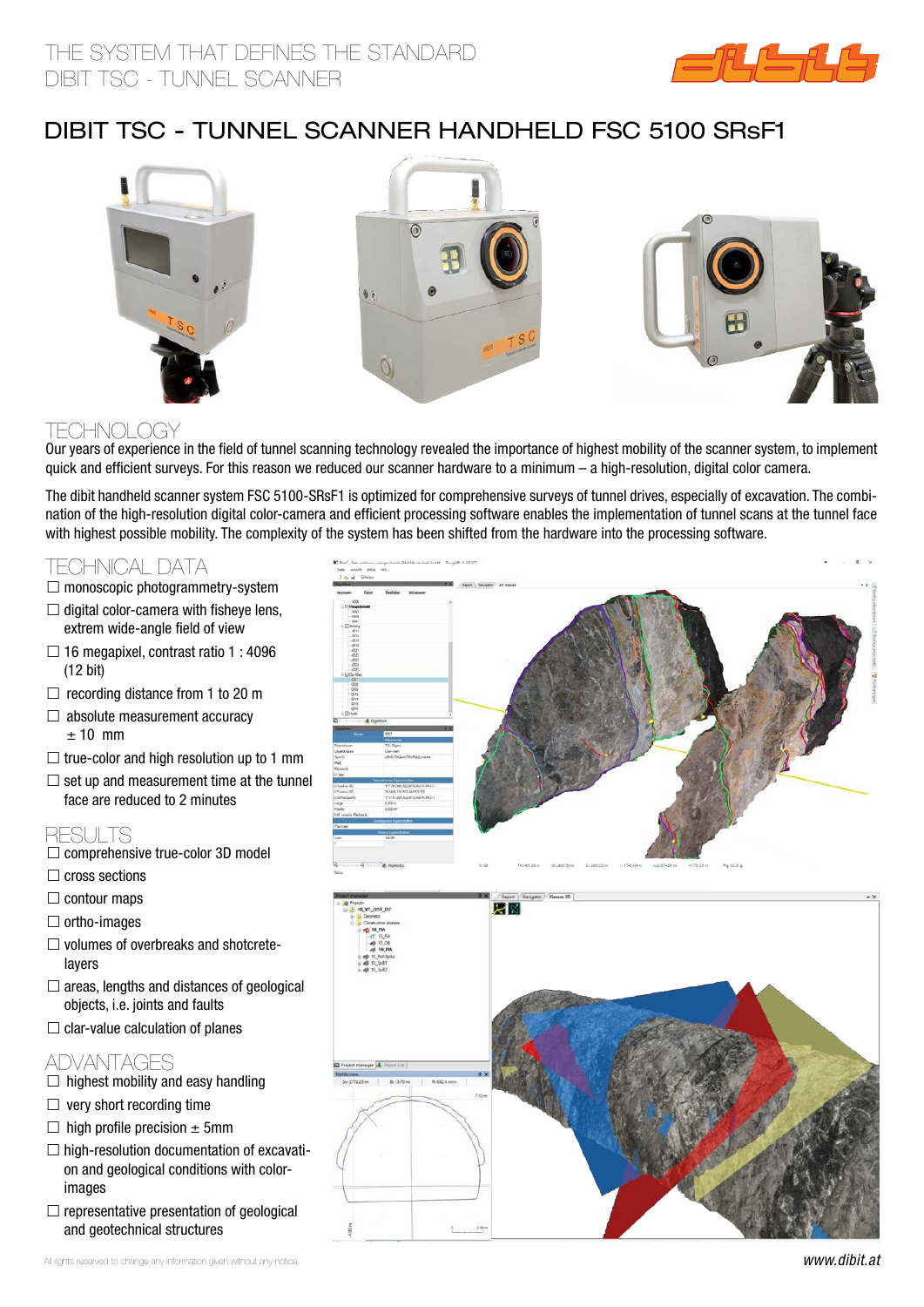THE SYSTEM THAT DEFINES THE STANDARD
DIBIT TSC - TUNNEL SCANNER

# DIBIT TSC - TUNNEL SCANNER HANDHELD FSC 5100 SRsF1

## TECHNOLOGY

Our years of experience in the field of tunnel scanning technology revealed the importance of highest mobility of the scanner system, to implement quick and efficient surveys. For this reason we reduced our scanner hardware to a minimum – a high-resolution, digital color camera.

The dibit handheld scanner system FSC 5100-SRsF1 is optimized for comprehensive surveys of tunnel drives, especially of excavation. The combination of the high-resolution digital color-camera and efficient processing software enables the implementation of tunnel scans at the tunnel face with highest possible mobility. The complexity of the system has been shifted from the hardware into the processing software.

## TECHNICAL DATA

- ☐ monoscopic photogrammetry-system
- ☐ digital color-camera with fisheye lens, extrem wide-angle field of view
- ☐ 16 megapixel, contrast ratio 1 : 4096 (12 bit)
- ☐ recording distance from 1 to 20 m
- ☐ absolute measurement accuracy ± 10 mm
- ☐ true-color and high resolution up to 1 mm
- ☐ set up and measurement time at the tunnel face are reduced to 2 minutes

## RESULTS

- ☐ comprehensive true-color 3D model
- ☐ cross sections
- ☐ contour maps
- ☐ ortho-images
- ☐ volumes of overbreaks and shotcrete-layers
- ☐ areas, lengths and distances of geological objects, i.e. joints and faults
- ☐ clar-value calculation of planes

## ADVANTAGES

- ☐ highest mobility and easy handling
- ☐ very short recording time
- ☐ high profile precision ± 5mm
- ☐ high-resolution documentation of excavation and geological conditions with color-images
- ☐ representative presentation of geological and geotechnical structures

All rights reserved to change any information given without any notice.

www.dibit.at